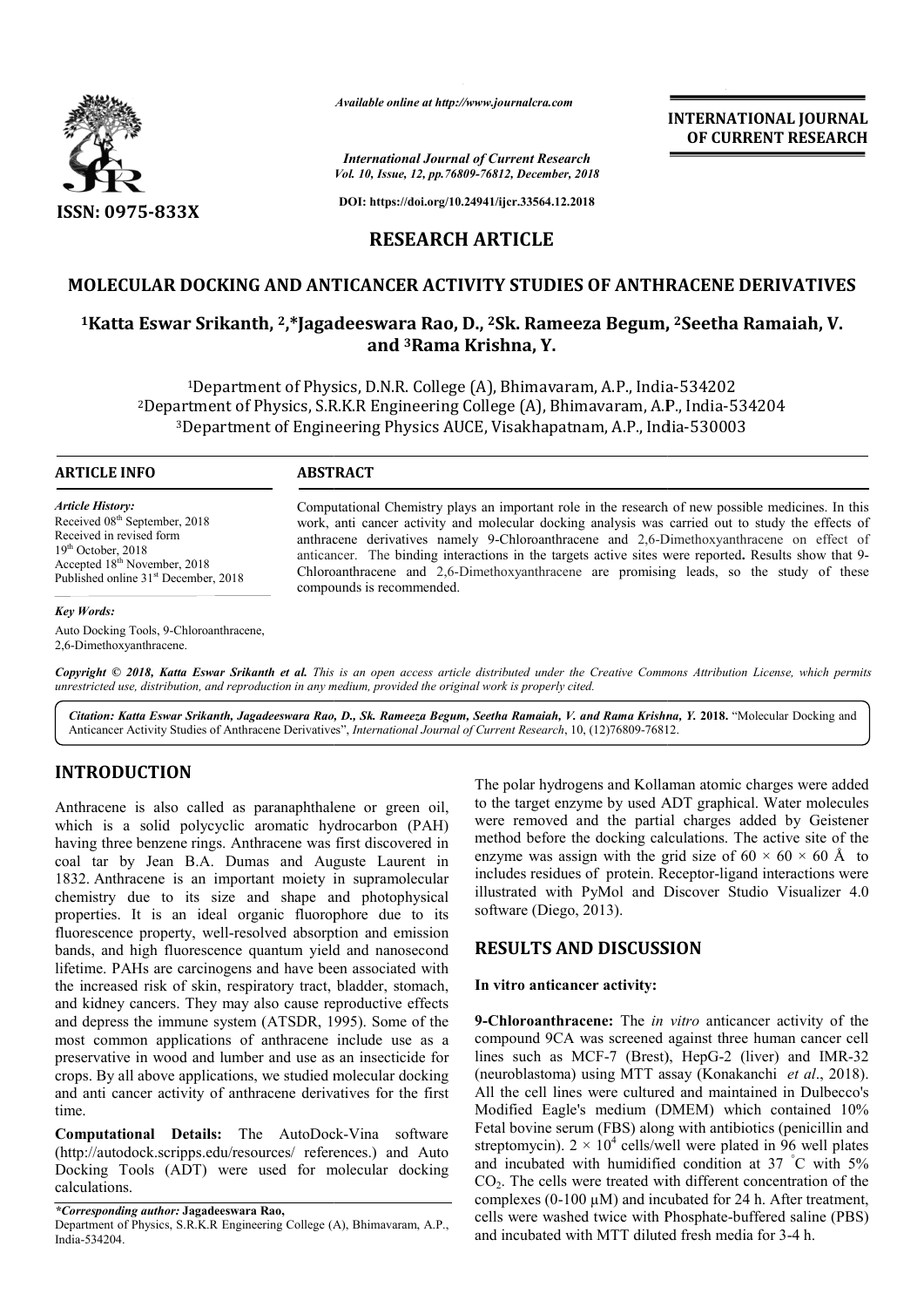# RESEARCH ARTICLE

# MOLECULAR DOCKING AND ANTICANCER ACTIVITY STUDIES OF ANTHRACENE DERIVATIVES

**[1]Katta Eswar Srikanth, [2,*]Jagadeeswara Rao, D., [2]Sk. Rameeza Begum, [2]Seetha Ramaiah, V. and [3]Rama Krishna, Y.**

[1]Department of Physics, D.N.R. College (A), Bhimavaram, A.P., India-534202
[2]Department of Physics, S.R.K.R Engineering College (A), Bhimavaram, A.P., India-534204
[3]Department of Engineering Physics AUCE, Visakhapatnam, A.P., India-530003

## ARTICLE INFO

*Article History:*
Received 08th September, 2018
Received in revised form
19th October, 2018
Accepted 18th November, 2018
Published online 31st December, 2018

*Key Words:*
Auto Docking Tools, 9-Chloroanthracene, 2,6-Dimethoxyanthracene.

## ABSTRACT

Computational Chemistry plays an important role in the research of new possible medicines. In this work, anti cancer activity and molecular docking analysis was carried out to study the effects of anthracene derivatives namely 9-Chloroanthracene and 2,6-Dimethoxyanthracene on effect of anticancer. The binding interactions in the targets active sites were reported**.** Results show that 9-Chloroanthracene and 2,6-Dimethoxyanthracene are promising leads, so the study of these compounds is recommended.

*Copyright © 2018, Katta Eswar Srikanth et al. This is an open access article distributed under the Creative Commons Attribution License, which permits unrestricted use, distribution, and reproduction in any medium, provided the original work is properly cited.*

*Citation: Katta Eswar Srikanth, Jagadeeswara Rao, D., Sk. Rameeza Begum, Seetha Ramaiah, V. and Rama Krishna, Y.* **2018.** "Molecular Docking and Anticancer Activity Studies of Anthracene Derivatives", *International Journal of Current Research*, 10, (12)76809-76812.

## INTRODUCTION

Anthracene is also called as paranaphthalene or green oil, which is a solid polycyclic aromatic hydrocarbon (PAH) having three benzene rings. Anthracene was first discovered in coal tar by Jean B.A. Dumas and Auguste Laurent in 1832. Anthracene is an important moiety in supramolecular chemistry due to its size and shape and photophysical properties. It is an ideal organic fluorophore due to its fluorescence property, well-resolved absorption and emission bands, and high fluorescence quantum yield and nanosecond lifetime. PAHs are carcinogens and have been associated with the increased risk of skin, respiratory tract, bladder, stomach, and kidney cancers. They may also cause reproductive effects and depress the immune system (ATSDR, 1995). Some of the most common applications of anthracene include use as a preservative in wood and lumber and use as an insecticide for crops. By all above applications, we studied molecular docking and anti cancer activity of anthracene derivatives for the first time.

**Computational Details:** The AutoDock-Vina software (http://autodock.scripps.edu/resources/ references.) and Auto Docking Tools (ADT) were used for molecular docking calculations. The polar hydrogens and Kollaman atomic charges were added to the target enzyme by used ADT graphical. Water molecules were removed and the partial charges added by Geistener method before the docking calculations. The active site of the enzyme was assign with the grid size of 60 × 60 × 60 Å to includes residues of protein. Receptor-ligand interactions were illustrated with PyMol and Discover Studio Visualizer 4.0 software (Diego, 2013).

## RESULTS AND DISCUSSION

### In vitro anticancer activity:

**9-Chloroanthracene:** The *in vitro* anticancer activity of the compound 9CA was screened against three human cancer cell lines such as MCF-7 (Brest), HepG-2 (liver) and IMR-32 (neuroblastoma) using MTT assay (Konakanchi *et al*., 2018). All the cell lines were cultured and maintained in Dulbecco's Modified Eagle's medium (DMEM) which contained 10% Fetal bovine serum (FBS) along with antibiotics (penicillin and streptomycin). $2 \times 10^4$ cells/well were plated in 96 well plates and incubated with humidified condition at 37 °C with 5% $CO_2$. The cells were treated with different concentration of the complexes (0-100 µM) and incubated for 24 h. After treatment, cells were washed twice with Phosphate-buffered saline (PBS) and incubated with MTT diluted fresh media for 3-4 h.

*\*Corresponding author:* **Jagadeeswara Rao,**
Department of Physics, S.R.K.R Engineering College (A), Bhimavaram, A.P., India-534204.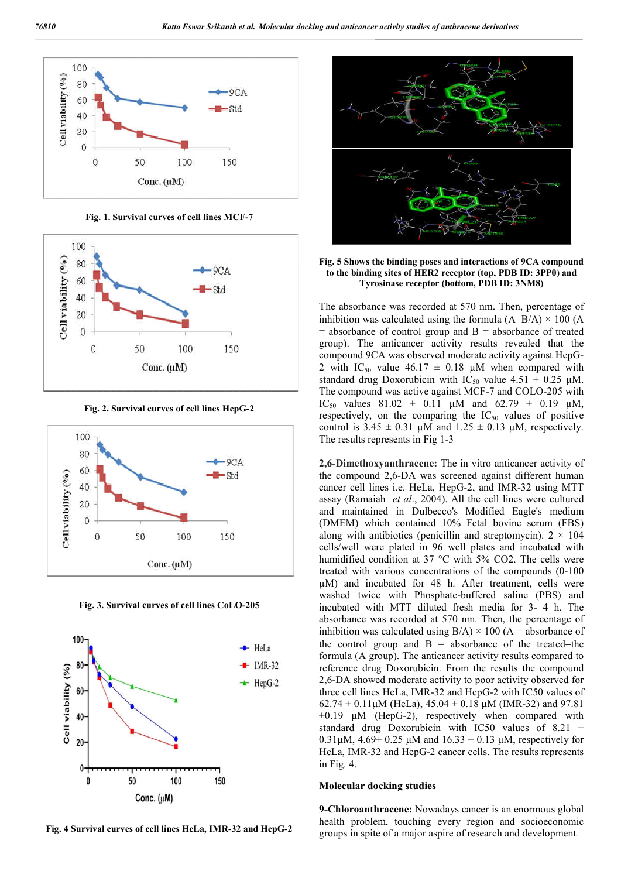**Fig. 1. Survival curves of cell lines MCF-7**

**Fig. 2. Survival curves of cell lines HepG-2**

**Fig. 3. Survival curves of cell lines CoLO-205**

**Fig. 4 Survival curves of cell lines HeLa, IMR-32 and HepG-2**

**Fig. 5 Shows the binding poses and interactions of 9CA compound to the binding sites of HER2 receptor (top, PDB ID: 3PP0) and Tyrosinase receptor (bottom, PDB ID: 3NM8)**

The absorbance was recorded at 570 nm. Then, percentage of inhibition was calculated using the formula (A−B/A) × 100 (A = absorbance of control group and B = absorbance of treated group). The anticancer activity results revealed that the compound 9CA was observed moderate activity against HepG-2 with $IC_{50}$ value 46.17 ± 0.18 µM when compared with standard drug Doxorubicin with $IC_{50}$ value 4.51 ± 0.25 µM. The compound was active against MCF-7 and COLO-205 with $IC_{50}$ values 81.02 ± 0.11 µM and 62.79 ± 0.19 µM, respectively, on the comparing the $IC_{50}$ values of positive control is 3.45 ± 0.31 µM and 1.25 ± 0.13 µM, respectively. The results represents in Fig 1-3

**2,6-Dimethoxyanthracene:** The in vitro anticancer activity of the compound 2,6-DA was screened against different human cancer cell lines i.e. HeLa, HepG-2, and IMR-32 using MTT assay (Ramaiah *et al*., 2004). All the cell lines were cultured and maintained in Dulbecco's Modified Eagle's medium (DMEM) which contained 10% Fetal bovine serum (FBS) along with antibiotics (penicillin and streptomycin). 2 × 104 cells/well were plated in 96 well plates and incubated with humidified condition at 37 °C with 5% CO2. The cells were treated with various concentrations of the compounds (0-100 µM) and incubated for 48 h. After treatment, cells were washed twice with Phosphate-buffered saline (PBS) and incubated with MTT diluted fresh media for 3- 4 h. The absorbance was recorded at 570 nm. Then, the percentage of inhibition was calculated using B/A) × 100 (A = absorbance of the control group and B = absorbance of the treated–the formula (A group). The anticancer activity results compared to reference drug Doxorubicin. From the results the compound 2,6-DA showed moderate activity to poor activity observed for three cell lines HeLa, IMR-32 and HepG-2 with IC50 values of 62.74 ± 0.11µM (HeLa), 45.04 ± 0.18 µM (IMR-32) and 97.81 ±0.19 µM (HepG-2), respectively when compared with standard drug Doxorubicin with IC50 values of 8.21 ± 0.31µM, 4.69± 0.25 µM and 16.33 ± 0.13 µM, respectively for HeLa, IMR-32 and HepG-2 cancer cells. The results represents in Fig. 4.

## Molecular docking studies

**9-Chloroanthracene:** Nowadays cancer is an enormous global health problem, touching every region and socioeconomic groups in spite of a major aspire of research and development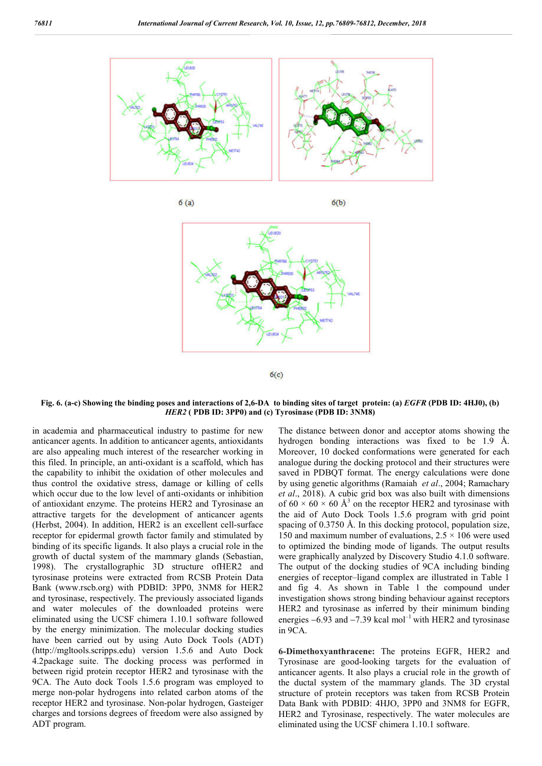6 (a)

6(b)

6(c)

**Fig. 6. (a-c) Showing the binding poses and interactions of 2,6-DA to binding sites of target protein: (a) *EGFR* (PDB ID: 4HJ0), (b) *HER2* ( PDB ID: 3PP0) and (c) Tyrosinase (PDB ID: 3NM8)**

in academia and pharmaceutical industry to pastime for new anticancer agents. In addition to anticancer agents, antioxidants are also appealing much interest of the researcher working in this filed. In principle, an anti-oxidant is a scaffold, which has the capability to inhibit the oxidation of other molecules and thus control the oxidative stress, damage or killing of cells which occur due to the low level of anti-oxidants or inhibition of antioxidant enzyme. The proteins HER2 and Tyrosinase an attractive targets for the development of anticancer agents (Herbst, 2004). In addition, HER2 is an excellent cell-surface receptor for epidermal growth factor family and stimulated by binding of its specific ligands. It also plays a crucial role in the growth of ductal system of the mammary glands (Sebastian, 1998). The crystallographic 3D structure ofHER2 and tyrosinase proteins were extracted from RCSB Protein Data Bank (www.rscb.org) with PDBID: 3PP0, 3NM8 for HER2 and tyrosinase, respectively. The previously associated ligands and water molecules of the downloaded proteins were eliminated using the UCSF chimera 1.10.1 software followed by the energy minimization. The molecular docking studies have been carried out by using Auto Dock Tools (ADT) (http://mgltools.scripps.edu) version 1.5.6 and Auto Dock 4.2package suite. The docking process was performed in between rigid protein receptor HER2 and tyrosinase with the 9CA. The Auto dock Tools 1.5.6 program was employed to merge non-polar hydrogens into related carbon atoms of the receptor HER2 and tyrosinase. Non-polar hydrogen, Gasteiger charges and torsions degrees of freedom were also assigned by ADT program.

The distance between donor and acceptor atoms showing the hydrogen bonding interactions was fixed to be 1.9 Å. Moreover, 10 docked conformations were generated for each analogue during the docking protocol and their structures were saved in PDBQT format. The energy calculations were done by using genetic algorithms (Ramaiah *et al*., 2004; Ramachary *et al*., 2018). A cubic grid box was also built with dimensions of 60 × 60 × 60 Å$^3$ on the receptor HER2 and tyrosinase with the aid of Auto Dock Tools 1.5.6 program with grid point spacing of 0.3750 Å. In this docking protocol, population size, 150 and maximum number of evaluations, 2.5 × 106 were used to optimized the binding mode of ligands. The output results were graphically analyzed by Discovery Studio 4.1.0 software. The output of the docking studies of 9CA including binding energies of receptor–ligand complex are illustrated in Table 1 and fig 4. As shown in Table 1 the compound under investigation shows strong binding behaviour against receptors HER2 and tyrosinase as inferred by their minimum binding energies −6.93 and −7.39 kcal mol$^{-1}$ with HER2 and tyrosinase in 9CA.

**6-Dimethoxyanthracene:** The proteins EGFR, HER2 and Tyrosinase are good-looking targets for the evaluation of anticancer agents. It also plays a crucial role in the growth of the ductal system of the mammary glands. The 3D crystal structure of protein receptors was taken from RCSB Protein Data Bank with PDBID: 4HJO, 3PP0 and 3NM8 for EGFR, HER2 and Tyrosinase, respectively. The water molecules are eliminated using the UCSF chimera 1.10.1 software.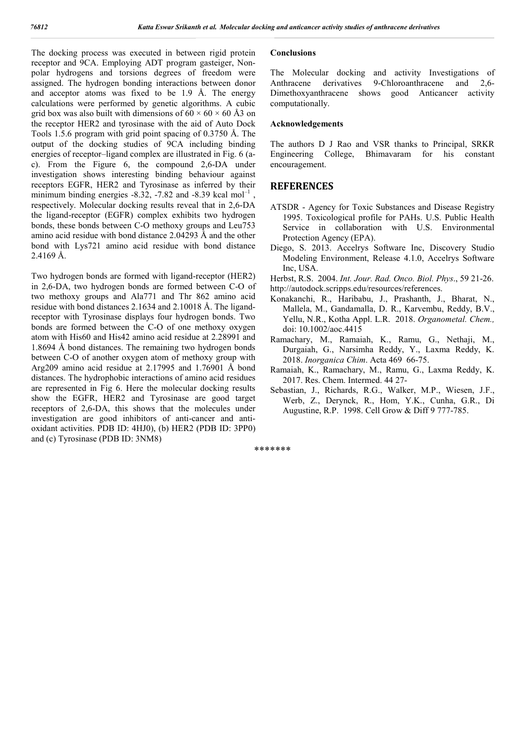The docking process was executed in between rigid protein receptor and 9CA. Employing ADT program gasteiger, Non-polar hydrogens and torsions degrees of freedom were assigned. The hydrogen bonding interactions between donor and acceptor atoms was fixed to be 1.9 Å. The energy calculations were performed by genetic algorithms. A cubic grid box was also built with dimensions of $60 \times 60 \times 60$ Å3 on the receptor HER2 and tyrosinase with the aid of Auto Dock Tools 1.5.6 program with grid point spacing of 0.3750 Å. The output of the docking studies of 9CA including binding energies of receptor–ligand complex are illustrated in Fig. 6 (a-c). From the Figure 6, the compound 2,6-DA under investigation shows interesting binding behaviour against receptors EGFR, HER2 and Tyrosinase as inferred by their minimum binding energies -8.32, -7.82 and -8.39 kcal $mol^{-1}$, respectively. Molecular docking results reveal that in 2,6-DA the ligand-receptor (EGFR) complex exhibits two hydrogen bonds, these bonds between C-O methoxy groups and Leu753 amino acid residue with bond distance 2.04293 Å and the other bond with Lys721 amino acid residue with bond distance 2.4169 Å.

Two hydrogen bonds are formed with ligand-receptor (HER2) in 2,6-DA, two hydrogen bonds are formed between C-O of two methoxy groups and Ala771 and Thr 862 amino acid residue with bond distances 2.1634 and 2.10018 Å. The ligand-receptor with Tyrosinase displays four hydrogen bonds. Two bonds are formed between the C-O of one methoxy oxygen atom with His60 and His42 amino acid residue at 2.28991 and 1.8694 Å bond distances. The remaining two hydrogen bonds between C-O of another oxygen atom of methoxy group with Arg209 amino acid residue at 2.17995 and 1.76901 Å bond distances. The hydrophobic interactions of amino acid residues are represented in Fig 6. Here the molecular docking results show the EGFR, HER2 and Tyrosinase are good target receptors of 2,6-DA, this shows that the molecules under investigation are good inhibitors of anti-cancer and anti-oxidant activities. PDB ID: 4HJ0), (b) HER2 (PDB ID: 3PP0) and (c) Tyrosinase (PDB ID: 3NM8)

**Conclusions**

The Molecular docking and activity Investigations of Anthracene derivatives 9-Chloroanthracene and 2,6-Dimethoxyanthracene shows good Anticancer activity computationally.

**Acknowledgements**

The authors D J Rao and VSR thanks to Principal, SRKR Engineering College, Bhimavaram for his constant encouragement.

## REFERENCES

ATSDR - Agency for Toxic Substances and Disease Registry 1995. Toxicological profile for PAHs. U.S. Public Health Service in collaboration with U.S. Environmental Protection Agency (EPA).

Diego, S. 2013. Accelrys Software Inc, Discovery Studio Modeling Environment, Release 4.1.0, Accelrys Software Inc, USA.

Herbst, R.S. 2004. *Int. Jour. Rad. Onco. Biol. Phys*., 59 21-26.

http://autodock.scripps.edu/resources/references.

Konakanchi, R., Haribabu, J., Prashanth, J., Bharat, N., Mallela, M., Gandamalla, D. R., Karvembu, Reddy, B.V., Yellu, N.R., Kotha Appl. L.R. 2018. *Organometal. Chem.,* doi: 10.1002/aoc.4415

Ramachary, M., Ramaiah, K., Ramu, G., Nethaji, M., Durgaiah, G., Narsimha Reddy, Y., Laxma Reddy, K. 2018. *Inorganica Chim*. Acta 469 66-75.

Ramaiah, K., Ramachary, M., Ramu, G., Laxma Reddy, K. 2017. Res. Chem. Intermed. 44 27-

Sebastian, J., Richards, R.G., Walker, M.P., Wiesen, J.F., Werb, Z., Derynck, R., Hom, Y.K., Cunha, G.R., Di Augustine, R.P. 1998. Cell Grow & Diff 9 777-785.

*******